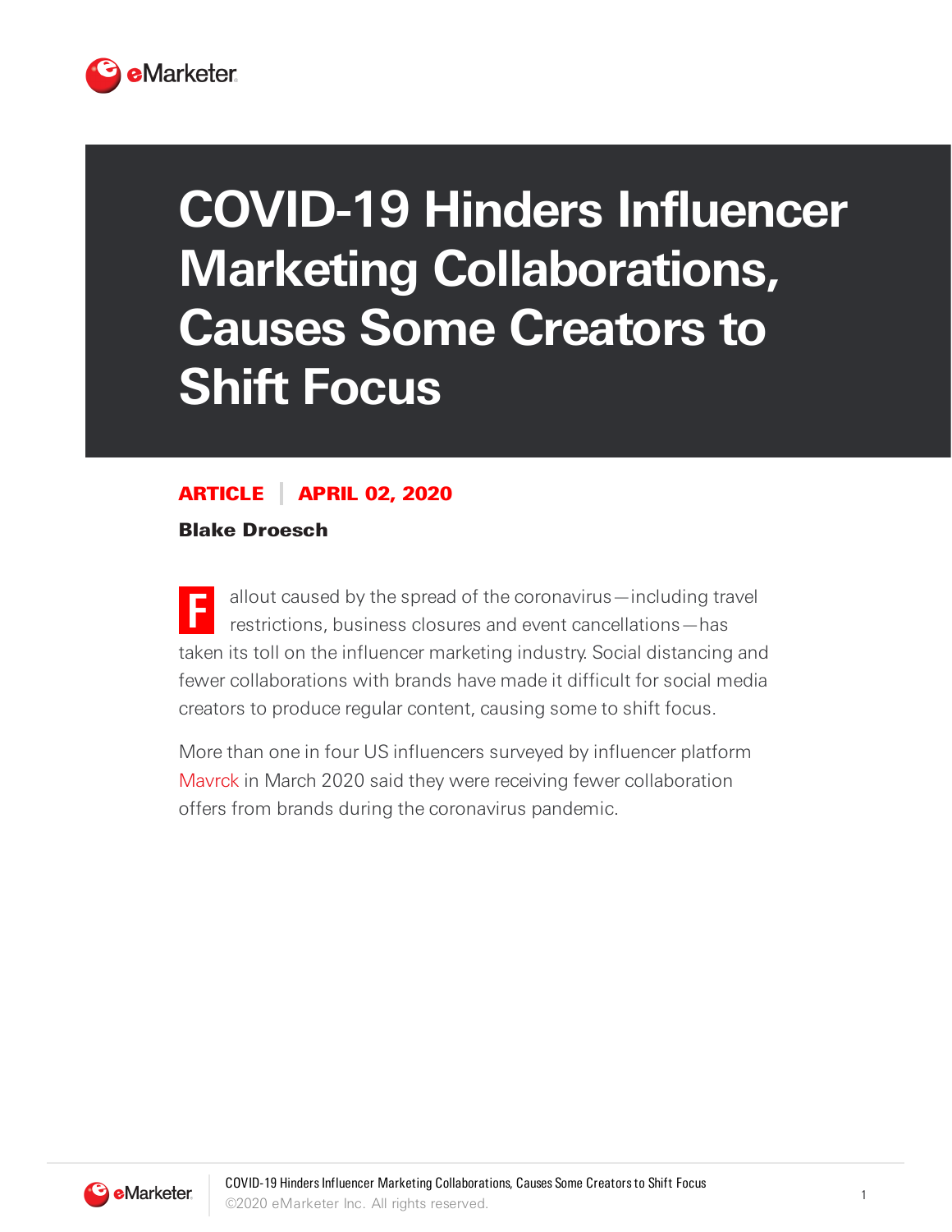# COVID-19 Hinders Influencer Marketing Collaborations, Causes Some Creators to Shift Focus

**ARTICLE | APRIL 02, 2020**

**Blake Droesch**

Fallout caused by the spread of the coronavirus—including travel restrictions, business closures and event cancellations—has taken its toll on the influencer marketing industry. Social distancing and fewer collaborations with brands have made it difficult for social media creators to produce regular content, causing some to shift focus.

More than one in four US influencers surveyed by influencer platform Mavrck in March 2020 said they were receiving fewer collaboration offers from brands during the coronavirus pandemic.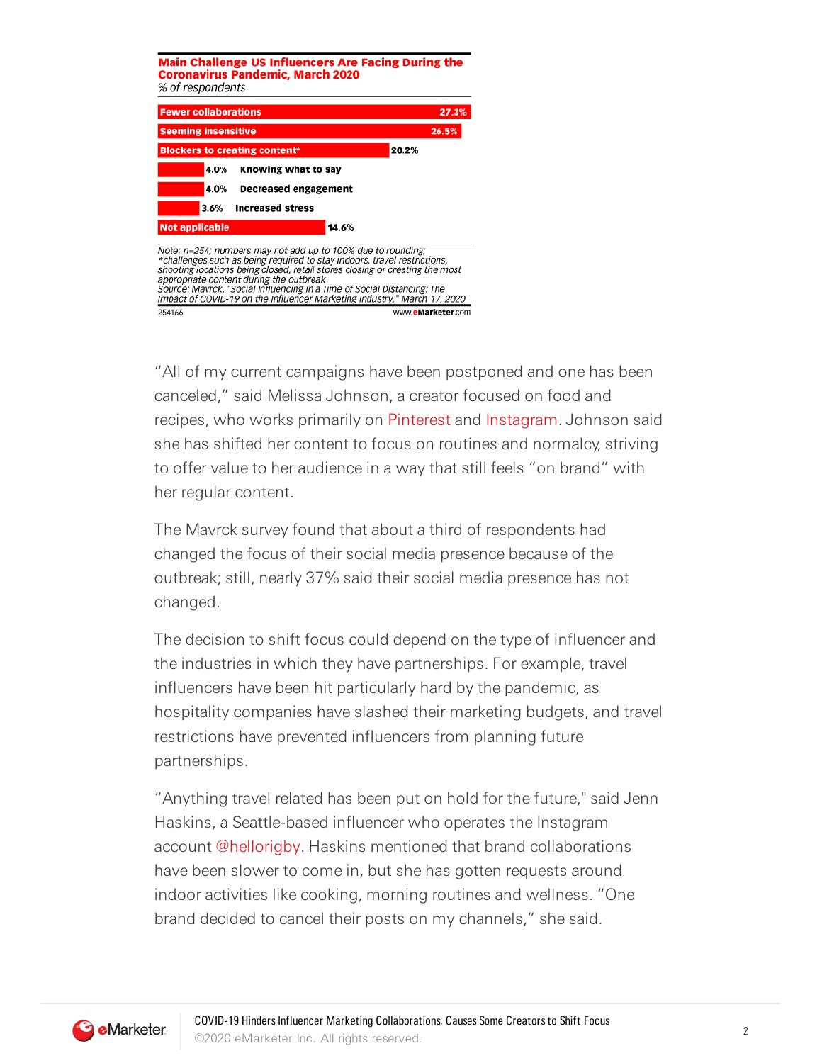**Main Challenge US Influencers Are Facing During the Coronavirus Pandemic, March 2020**
*% of respondents*

Fewer collaborations 27.3%
Seeming insensitive 26.5%
Blockers to creating content* 20.2%
4.0% Knowing what to say
4.0% Decreased engagement
3.6% Increased stress
Not applicable 14.6%

Note: n=254; numbers may not add up to 100% due to rounding;
*challenges such as being required to stay indoors, travel restrictions, shooting locations being closed, retail stores closing or creating the most appropriate content during the outbreak
Source: Mavrck, "Social Influencing in a Time of Social Distancing: The Impact of COVID-19 on the Influencer Marketing Industry," March 17, 2020
254166 www.eMarketer.com

"All of my current campaigns have been postponed and one has been canceled," said Melissa Johnson, a creator focused on food and recipes, who works primarily on Pinterest and Instagram. Johnson said she has shifted her content to focus on routines and normalcy, striving to offer value to her audience in a way that still feels "on brand" with her regular content.

The Mavrck survey found that about a third of respondents had changed the focus of their social media presence because of the outbreak; still, nearly 37% said their social media presence has not changed.

The decision to shift focus could depend on the type of influencer and the industries in which they have partnerships. For example, travel influencers have been hit particularly hard by the pandemic, as hospitality companies have slashed their marketing budgets, and travel restrictions have prevented influencers from planning future partnerships.

"Anything travel related has been put on hold for the future," said Jenn Haskins, a Seattle-based influencer who operates the Instagram account @hellorigby. Haskins mentioned that brand collaborations have been slower to come in, but she has gotten requests around indoor activities like cooking, morning routines and wellness. "One brand decided to cancel their posts on my channels," she said.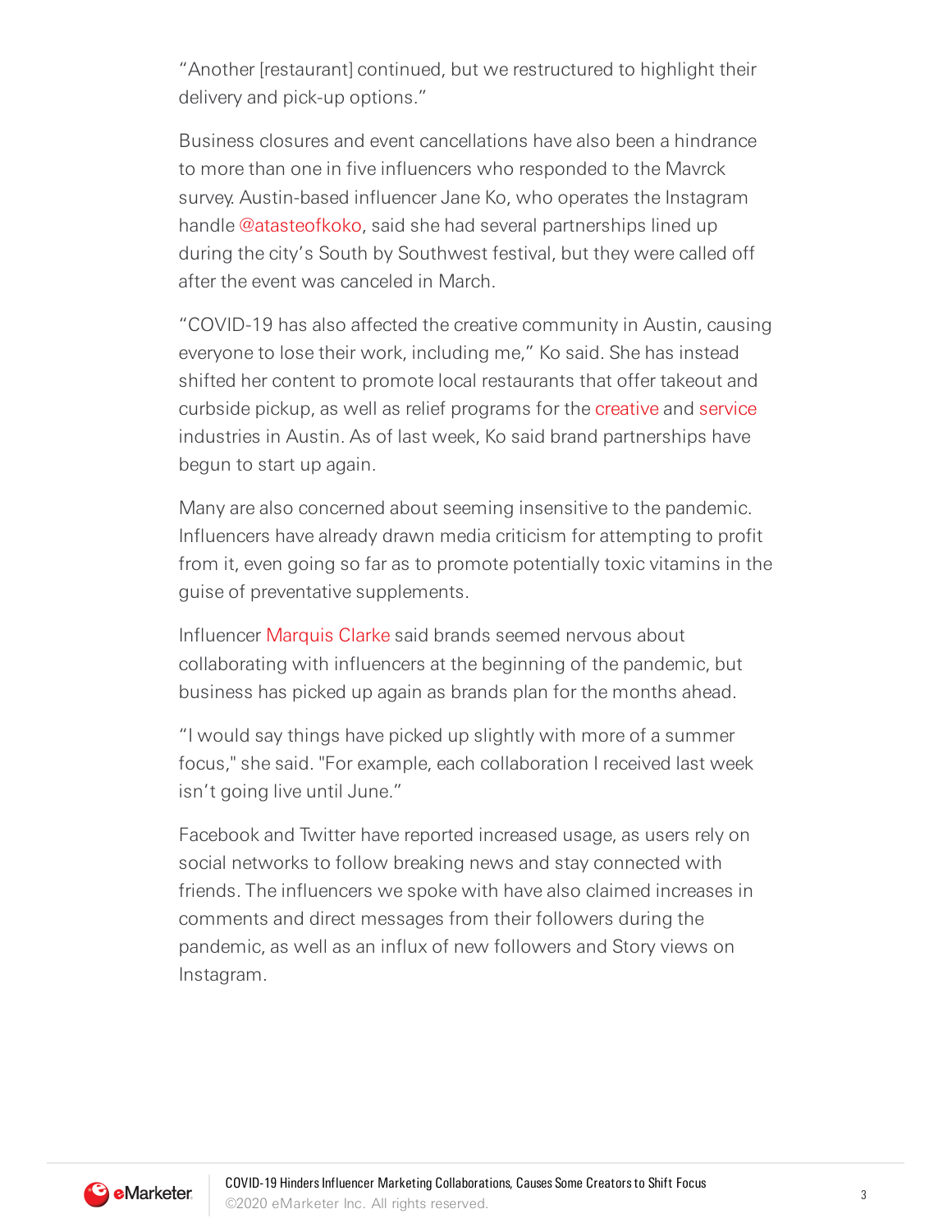"Another [restaurant] continued, but we restructured to highlight their delivery and pick-up options."

Business closures and event cancellations have also been a hindrance to more than one in five influencers who responded to the Mavrck survey. Austin-based influencer Jane Ko, who operates the Instagram handle @atasteofkoko, said she had several partnerships lined up during the city's South by Southwest festival, but they were called off after the event was canceled in March.

"COVID-19 has also affected the creative community in Austin, causing everyone to lose their work, including me," Ko said. She has instead shifted her content to promote local restaurants that offer takeout and curbside pickup, as well as relief programs for the creative and service industries in Austin. As of last week, Ko said brand partnerships have begun to start up again.

Many are also concerned about seeming insensitive to the pandemic. Influencers have already drawn media criticism for attempting to profit from it, even going so far as to promote potentially toxic vitamins in the guise of preventative supplements.

Influencer Marquis Clarke said brands seemed nervous about collaborating with influencers at the beginning of the pandemic, but business has picked up again as brands plan for the months ahead.

"I would say things have picked up slightly with more of a summer focus," she said. "For example, each collaboration I received last week isn't going live until June."

Facebook and Twitter have reported increased usage, as users rely on social networks to follow breaking news and stay connected with friends. The influencers we spoke with have also claimed increases in comments and direct messages from their followers during the pandemic, as well as an influx of new followers and Story views on Instagram.